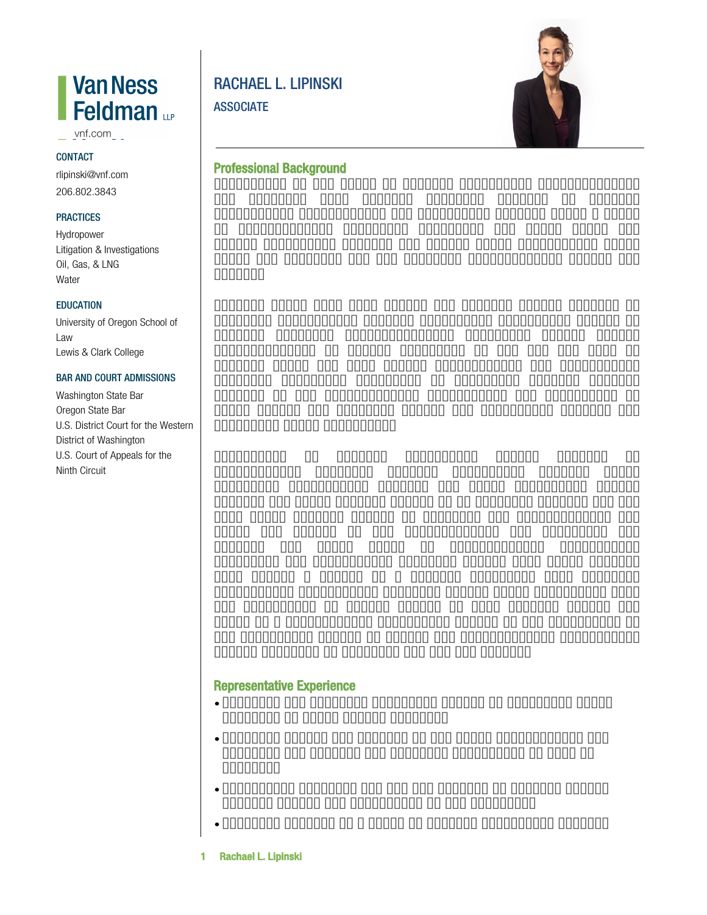# Van Ness Feldman LLP

vnf.com

## RACHAEL L. LIPINSKI

### ASSOCIATE

### CONTACT

rlipinski@vnf.com

206.802.3843

### PRACTICES

Hydropower

Litigation & Investigations

Oil, Gas, & LNG

Water

### EDUCATION

University of Oregon School of Law

Lewis & Clark College

### BAR AND COURT ADMISSIONS

Washington State Bar

Oregon State Bar

U.S. District Court for the Western District of Washington

U.S. Court of Appeals for the Ninth Circuit

## Professional Background

## Representative Experience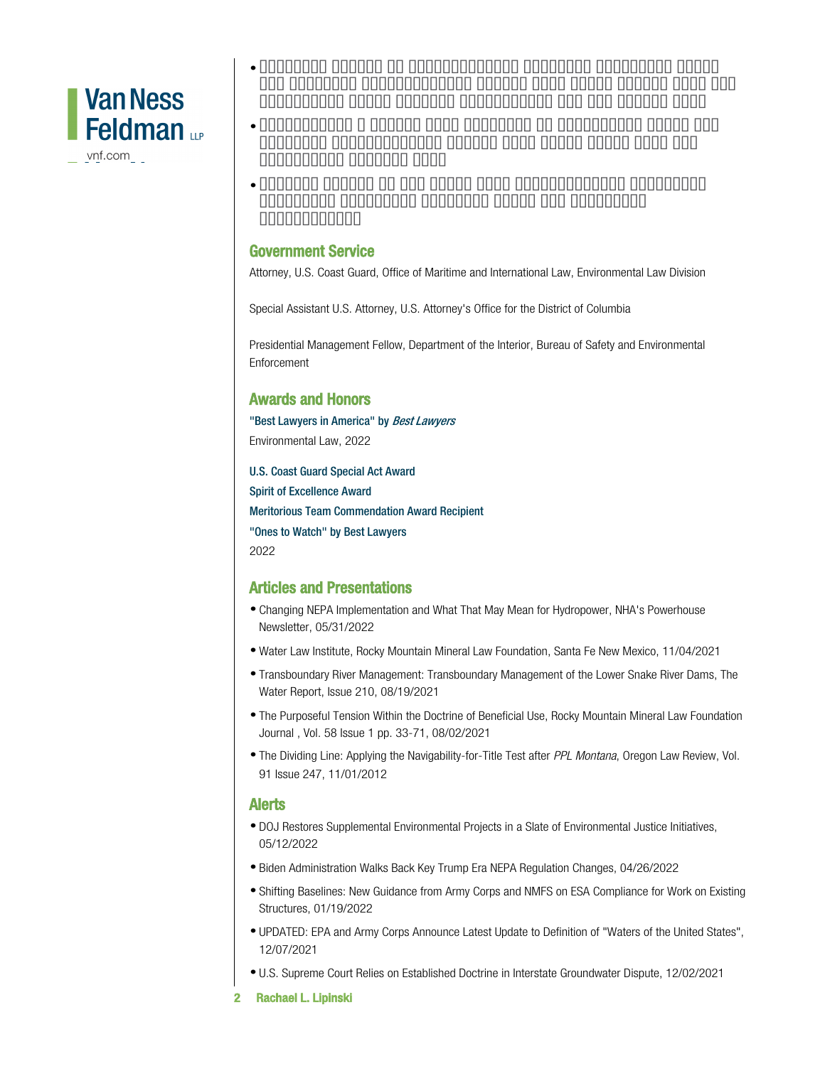## Government Service

Attorney, U.S. Coast Guard, Office of Maritime and International Law, Environmental Law Division

Special Assistant U.S. Attorney, U.S. Attorney's Office for the District of Columbia

Presidential Management Fellow, Department of the Interior, Bureau of Safety and Environmental Enforcement

## Awards and Honors

"Best Lawyers in America" by *Best Lawyers*
Environmental Law, 2022

U.S. Coast Guard Special Act Award

Spirit of Excellence Award

Meritorious Team Commendation Award Recipient

"Ones to Watch" by Best Lawyers
2022

## Articles and Presentations

- Changing NEPA Implementation and What That May Mean for Hydropower, NHA's Powerhouse Newsletter, 05/31/2022
- Water Law Institute, Rocky Mountain Mineral Law Foundation, Santa Fe New Mexico, 11/04/2021
- Transboundary River Management: Transboundary Management of the Lower Snake River Dams, The Water Report, Issue 210, 08/19/2021
- The Purposeful Tension Within the Doctrine of Beneficial Use, Rocky Mountain Mineral Law Foundation Journal , Vol. 58 Issue 1 pp. 33-71, 08/02/2021
- The Dividing Line: Applying the Navigability-for-Title Test after *PPL Montana*, Oregon Law Review, Vol. 91 Issue 247, 11/01/2012

## Alerts

- DOJ Restores Supplemental Environmental Projects in a Slate of Environmental Justice Initiatives, 05/12/2022
- Biden Administration Walks Back Key Trump Era NEPA Regulation Changes, 04/26/2022
- Shifting Baselines: New Guidance from Army Corps and NMFS on ESA Compliance for Work on Existing Structures, 01/19/2022
- UPDATED: EPA and Army Corps Announce Latest Update to Definition of "Waters of the United States", 12/07/2021
- U.S. Supreme Court Relies on Established Doctrine in Interstate Groundwater Dispute, 12/02/2021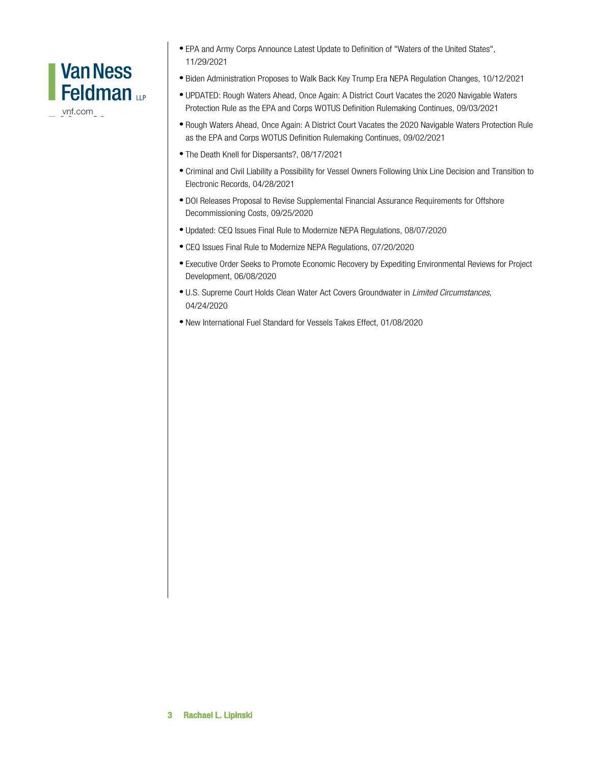- EPA and Army Corps Announce Latest Update to Definition of "Waters of the United States", 11/29/2021
- Biden Administration Proposes to Walk Back Key Trump Era NEPA Regulation Changes, 10/12/2021
- UPDATED: Rough Waters Ahead, Once Again: A District Court Vacates the 2020 Navigable Waters Protection Rule as the EPA and Corps WOTUS Definition Rulemaking Continues, 09/03/2021
- Rough Waters Ahead, Once Again: A District Court Vacates the 2020 Navigable Waters Protection Rule as the EPA and Corps WOTUS Definition Rulemaking Continues, 09/02/2021
- The Death Knell for Dispersants?, 08/17/2021
- Criminal and Civil Liability a Possibility for Vessel Owners Following Unix Line Decision and Transition to Electronic Records, 04/28/2021
- DOI Releases Proposal to Revise Supplemental Financial Assurance Requirements for Offshore Decommissioning Costs, 09/25/2020
- Updated: CEQ Issues Final Rule to Modernize NEPA Regulations, 08/07/2020
- CEQ Issues Final Rule to Modernize NEPA Regulations, 07/20/2020
- Executive Order Seeks to Promote Economic Recovery by Expediting Environmental Reviews for Project Development, 06/08/2020
- U.S. Supreme Court Holds Clean Water Act Covers Groundwater in *Limited Circumstances*, 04/24/2020
- New International Fuel Standard for Vessels Takes Effect, 01/08/2020